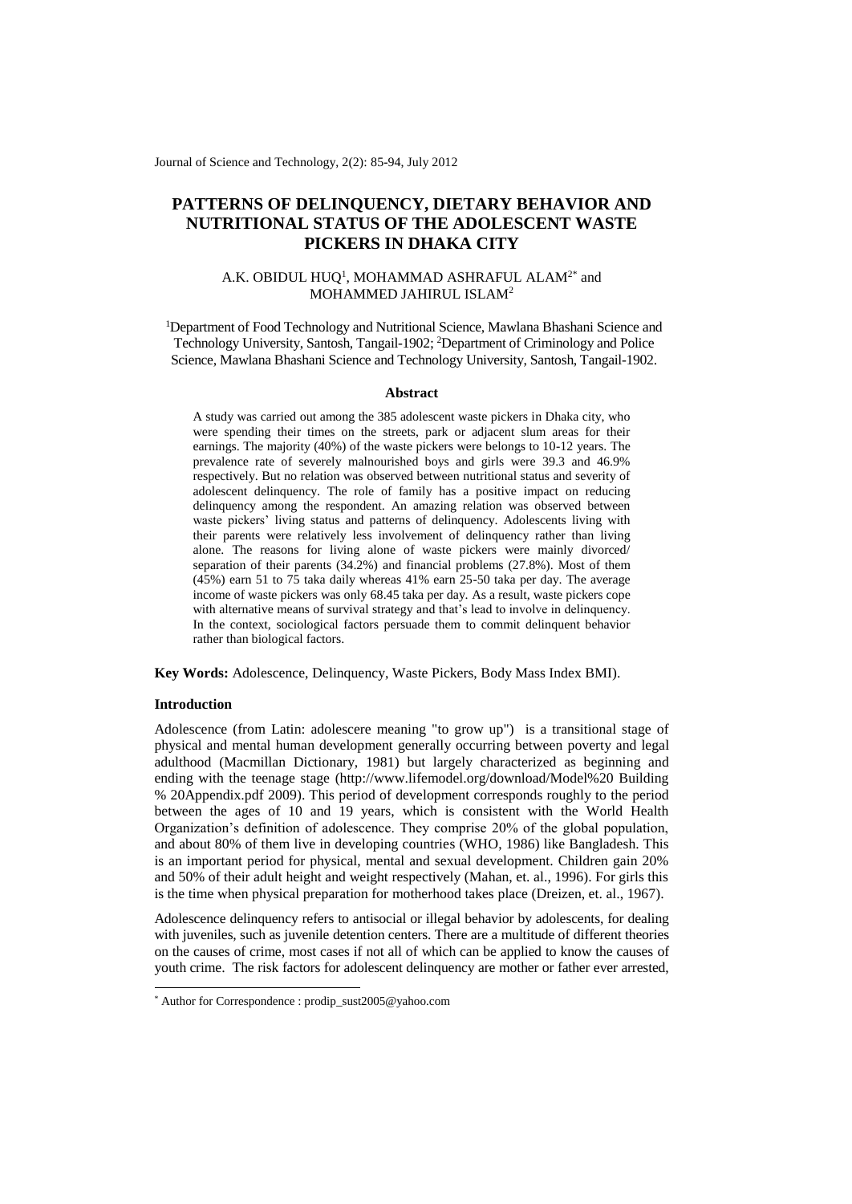# PATTERNS OF DELINQUENCY, DIETARY BEHAVIOR AND NUTRITIONAL STATUS OF THE ADOLESCENT WASTE PICKERS IN DHAKA CITY

A.K. OBIDUL HUQ[1], MOHAMMAD ASHRAFUL ALAM[2*] and MOHAMMED JAHIRUL ISLAM[2]

[1]Department of Food Technology and Nutritional Science, Mawlana Bhashani Science and Technology University, Santosh, Tangail-1902; [2]Department of Criminology and Police Science, Mawlana Bhashani Science and Technology University, Santosh, Tangail-1902.

### Abstract

A study was carried out among the 385 adolescent waste pickers in Dhaka city, who were spending their times on the streets, park or adjacent slum areas for their earnings. The majority (40%) of the waste pickers were belongs to 10-12 years. The prevalence rate of severely malnourished boys and girls were 39.3 and 46.9% respectively. But no relation was observed between nutritional status and severity of adolescent delinquency. The role of family has a positive impact on reducing delinquency among the respondent. An amazing relation was observed between waste pickers' living status and patterns of delinquency. Adolescents living with their parents were relatively less involvement of delinquency rather than living alone. The reasons for living alone of waste pickers were mainly divorced/ separation of their parents (34.2%) and financial problems (27.8%). Most of them (45%) earn 51 to 75 taka daily whereas 41% earn 25-50 taka per day. The average income of waste pickers was only 68.45 taka per day. As a result, waste pickers cope with alternative means of survival strategy and that's lead to involve in delinquency. In the context, sociological factors persuade them to commit delinquent behavior rather than biological factors.

**Key Words:** Adolescence, Delinquency, Waste Pickers, Body Mass Index BMI).

### Introduction

Adolescence (from Latin: adolescere meaning "to grow up") is a transitional stage of physical and mental human development generally occurring between poverty and legal adulthood (Macmillan Dictionary, 1981) but largely characterized as beginning and ending with the teenage stage (http://www.lifemodel.org/download/Model%20 Building % 20Appendix.pdf 2009). This period of development corresponds roughly to the period between the ages of 10 and 19 years, which is consistent with the World Health Organization's definition of adolescence. They comprise 20% of the global population, and about 80% of them live in developing countries (WHO, 1986) like Bangladesh. This is an important period for physical, mental and sexual development. Children gain 20% and 50% of their adult height and weight respectively (Mahan, et. al., 1996). For girls this is the time when physical preparation for motherhood takes place (Dreizen, et. al., 1967).

Adolescence delinquency refers to antisocial or illegal behavior by adolescents, for dealing with juveniles, such as juvenile detention centers. There are a multitude of different theories on the causes of crime, most cases if not all of which can be applied to know the causes of youth crime. The risk factors for adolescent delinquency are mother or father ever arrested,

---

[*] Author for Correspondence : prodip_sust2005@yahoo.com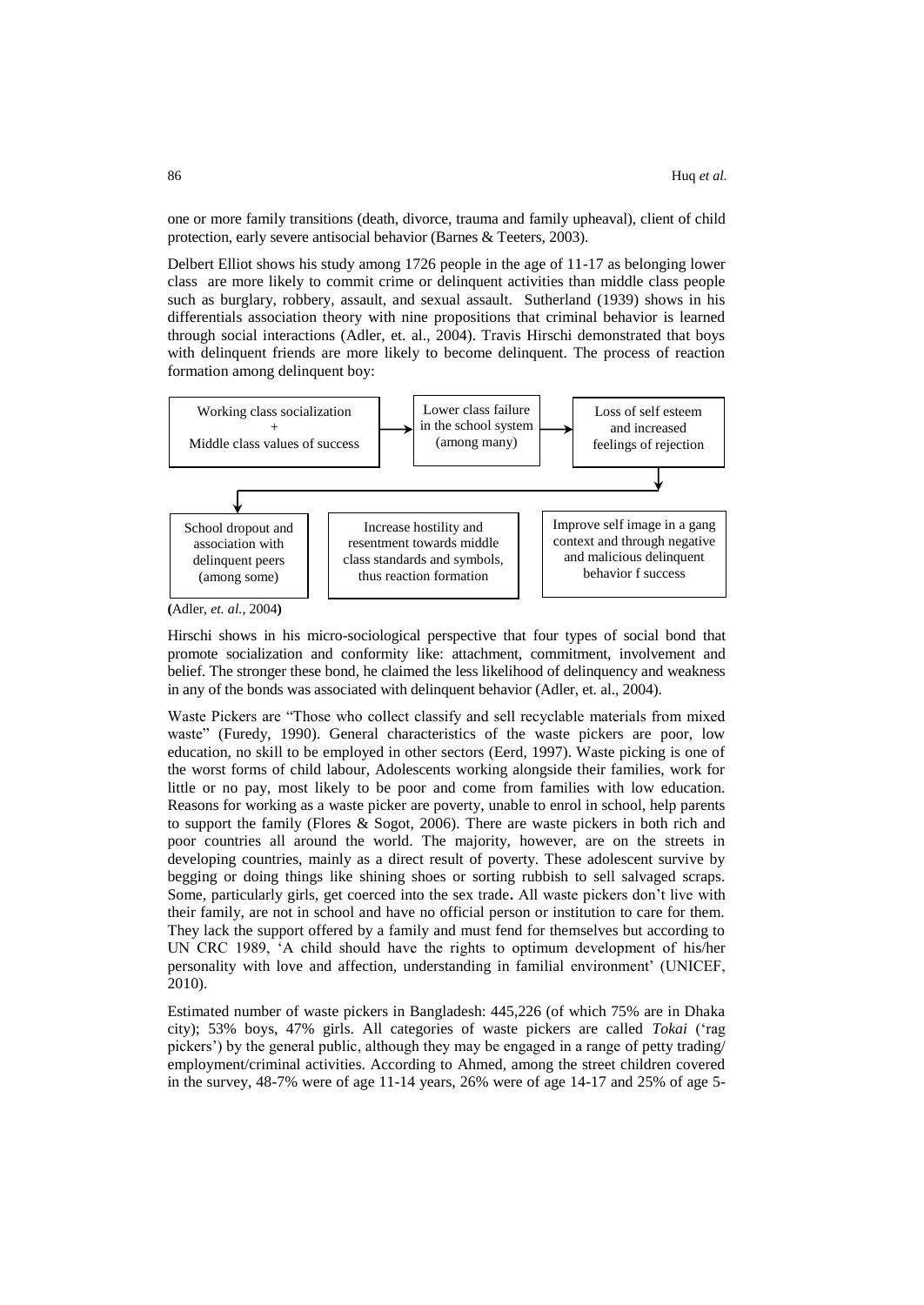one or more family transitions (death, divorce, trauma and family upheaval), client of child protection, early severe antisocial behavior (Barnes & Teeters, 2003).

Delbert Elliot shows his study among 1726 people in the age of 11-17 as belonging lower class are more likely to commit crime or delinquent activities than middle class people such as burglary, robbery, assault, and sexual assault. Sutherland (1939) shows in his differentials association theory with nine propositions that criminal behavior is learned through social interactions (Adler, et. al., 2004). Travis Hirschi demonstrated that boys with delinquent friends are more likely to become delinquent. The process of reaction formation among delinquent boy:

Working class socialization + Middle class values of success → Lower class failure in the school system (among many) → Loss of self esteem and increased feelings of rejection → School dropout and association with delinquent peers (among some) → Increase hostility and resentment towards middle class standards and symbols, thus reaction formation → Improve self image in a gang context and through negative and malicious delinquent behavior f success

(Adler, *et. al.*, 2004)

Hirschi shows in his micro-sociological perspective that four types of social bond that promote socialization and conformity like: attachment, commitment, involvement and belief. The stronger these bond, he claimed the less likelihood of delinquency and weakness in any of the bonds was associated with delinquent behavior (Adler, et. al., 2004).

Waste Pickers are "Those who collect classify and sell recyclable materials from mixed waste" (Furedy, 1990). General characteristics of the waste pickers are poor, low education, no skill to be employed in other sectors (Eerd, 1997). Waste picking is one of the worst forms of child labour, Adolescents working alongside their families, work for little or no pay, most likely to be poor and come from families with low education. Reasons for working as a waste picker are poverty, unable to enrol in school, help parents to support the family (Flores & Sogot, 2006). There are waste pickers in both rich and poor countries all around the world. The majority, however, are on the streets in developing countries, mainly as a direct result of poverty. These adolescent survive by begging or doing things like shining shoes or sorting rubbish to sell salvaged scraps. Some, particularly girls, get coerced into the sex trade**.** All waste pickers don't live with their family, are not in school and have no official person or institution to care for them. They lack the support offered by a family and must fend for themselves but according to UN CRC 1989, 'A child should have the rights to optimum development of his/her personality with love and affection, understanding in familial environment' (UNICEF, 2010).

Estimated number of waste pickers in Bangladesh: 445,226 (of which 75% are in Dhaka city); 53% boys, 47% girls. All categories of waste pickers are called *Tokai* ('rag pickers') by the general public, although they may be engaged in a range of petty trading/ employment/criminal activities. According to Ahmed, among the street children covered in the survey, 48-7% were of age 11-14 years, 26% were of age 14-17 and 25% of age 5-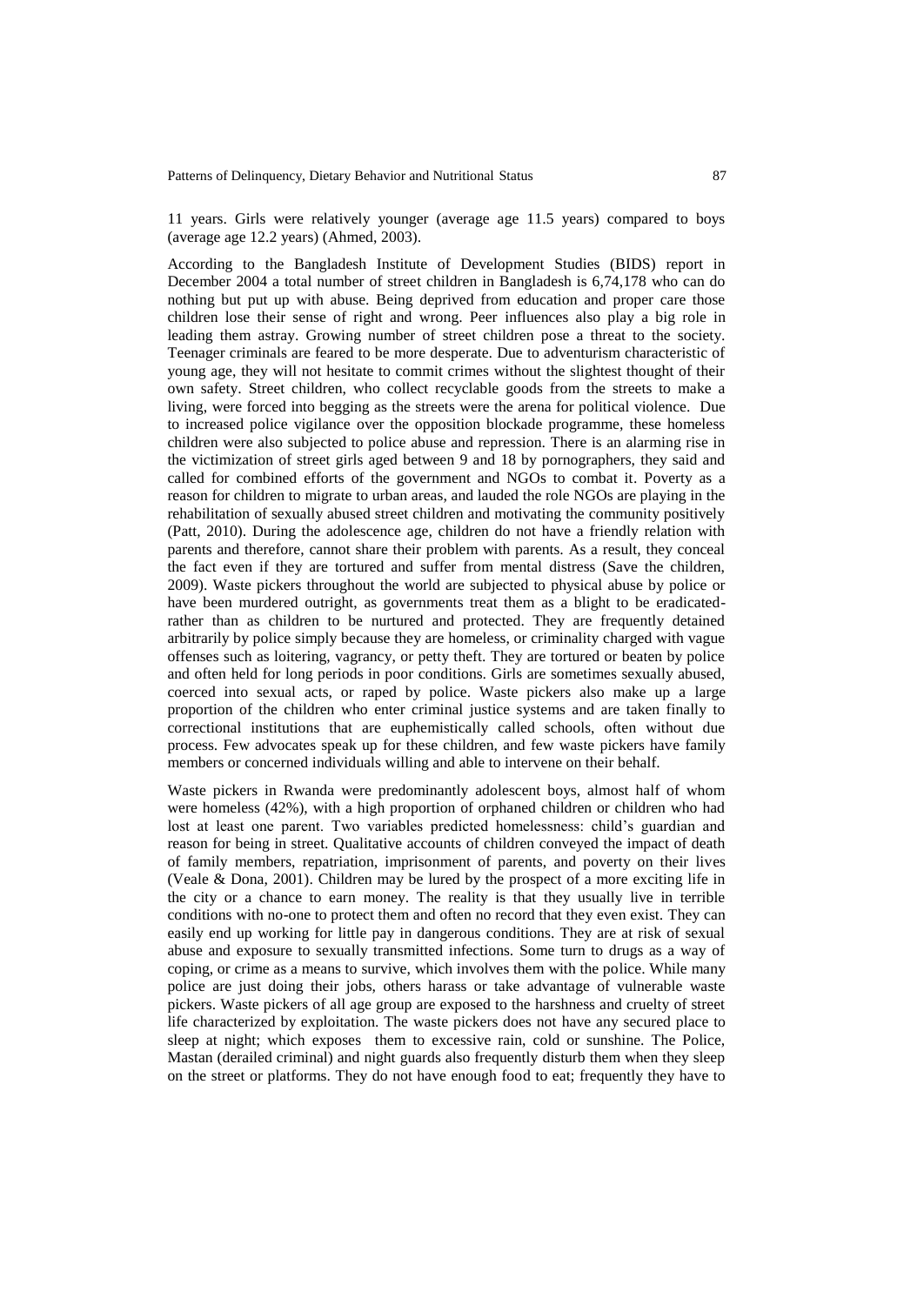11 years. Girls were relatively younger (average age 11.5 years) compared to boys (average age 12.2 years) (Ahmed, 2003).

According to the Bangladesh Institute of Development Studies (BIDS) report in December 2004 a total number of street children in Bangladesh is 6,74,178 who can do nothing but put up with abuse. Being deprived from education and proper care those children lose their sense of right and wrong. Peer influences also play a big role in leading them astray. Growing number of street children pose a threat to the society. Teenager criminals are feared to be more desperate. Due to adventurism characteristic of young age, they will not hesitate to commit crimes without the slightest thought of their own safety. Street children, who collect recyclable goods from the streets to make a living, were forced into begging as the streets were the arena for political violence. Due to increased police vigilance over the opposition blockade programme, these homeless children were also subjected to police abuse and repression. There is an alarming rise in the victimization of street girls aged between 9 and 18 by pornographers, they said and called for combined efforts of the government and NGOs to combat it. Poverty as a reason for children to migrate to urban areas, and lauded the role NGOs are playing in the rehabilitation of sexually abused street children and motivating the community positively (Patt, 2010). During the adolescence age, children do not have a friendly relation with parents and therefore, cannot share their problem with parents. As a result, they conceal the fact even if they are tortured and suffer from mental distress (Save the children, 2009). Waste pickers throughout the world are subjected to physical abuse by police or have been murdered outright, as governments treat them as a blight to be eradicated-rather than as children to be nurtured and protected. They are frequently detained arbitrarily by police simply because they are homeless, or criminality charged with vague offenses such as loitering, vagrancy, or petty theft. They are tortured or beaten by police and often held for long periods in poor conditions. Girls are sometimes sexually abused, coerced into sexual acts, or raped by police. Waste pickers also make up a large proportion of the children who enter criminal justice systems and are taken finally to correctional institutions that are euphemistically called schools, often without due process. Few advocates speak up for these children, and few waste pickers have family members or concerned individuals willing and able to intervene on their behalf.

Waste pickers in Rwanda were predominantly adolescent boys, almost half of whom were homeless (42%), with a high proportion of orphaned children or children who had lost at least one parent. Two variables predicted homelessness: child's guardian and reason for being in street. Qualitative accounts of children conveyed the impact of death of family members, repatriation, imprisonment of parents, and poverty on their lives (Veale & Dona, 2001). Children may be lured by the prospect of a more exciting life in the city or a chance to earn money. The reality is that they usually live in terrible conditions with no-one to protect them and often no record that they even exist. They can easily end up working for little pay in dangerous conditions. They are at risk of sexual abuse and exposure to sexually transmitted infections. Some turn to drugs as a way of coping, or crime as a means to survive, which involves them with the police. While many police are just doing their jobs, others harass or take advantage of vulnerable waste pickers. Waste pickers of all age group are exposed to the harshness and cruelty of street life characterized by exploitation. The waste pickers does not have any secured place to sleep at night; which exposes them to excessive rain, cold or sunshine. The Police, Mastan (derailed criminal) and night guards also frequently disturb them when they sleep on the street or platforms. They do not have enough food to eat; frequently they have to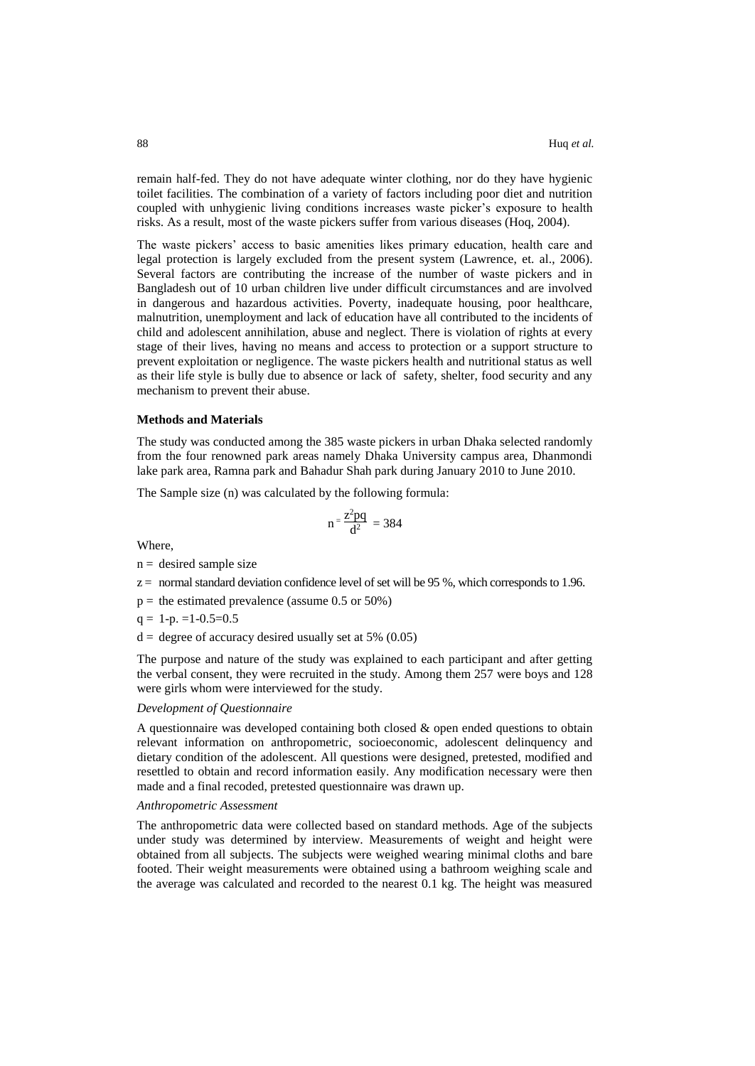remain half-fed. They do not have adequate winter clothing, nor do they have hygienic toilet facilities. The combination of a variety of factors including poor diet and nutrition coupled with unhygienic living conditions increases waste picker's exposure to health risks. As a result, most of the waste pickers suffer from various diseases (Hoq, 2004).

The waste pickers' access to basic amenities likes primary education, health care and legal protection is largely excluded from the present system (Lawrence, et. al., 2006). Several factors are contributing the increase of the number of waste pickers and in Bangladesh out of 10 urban children live under difficult circumstances and are involved in dangerous and hazardous activities. Poverty, inadequate housing, poor healthcare, malnutrition, unemployment and lack of education have all contributed to the incidents of child and adolescent annihilation, abuse and neglect. There is violation of rights at every stage of their lives, having no means and access to protection or a support structure to prevent exploitation or negligence. The waste pickers health and nutritional status as well as their life style is bully due to absence or lack of safety, shelter, food security and any mechanism to prevent their abuse.

**Methods and Materials**

The study was conducted among the 385 waste pickers in urban Dhaka selected randomly from the four renowned park areas namely Dhaka University campus area, Dhanmondi lake park area, Ramna park and Bahadur Shah park during January 2010 to June 2010.

The Sample size (n) was calculated by the following formula:

$$n = \frac{z^2 pq}{d^2} = 384$$

Where,

n = desired sample size

z = normal standard deviation confidence level of set will be 95 %, which corresponds to 1.96.

p = the estimated prevalence (assume 0.5 or 50%)

q = 1-p. =1-0.5=0.5

d = degree of accuracy desired usually set at 5% (0.05)

The purpose and nature of the study was explained to each participant and after getting the verbal consent, they were recruited in the study. Among them 257 were boys and 128 were girls whom were interviewed for the study.

*Development of Questionnaire*

A questionnaire was developed containing both closed & open ended questions to obtain relevant information on anthropometric, socioeconomic, adolescent delinquency and dietary condition of the adolescent. All questions were designed, pretested, modified and resettled to obtain and record information easily. Any modification necessary were then made and a final recoded, pretested questionnaire was drawn up.

*Anthropometric Assessment*

The anthropometric data were collected based on standard methods. Age of the subjects under study was determined by interview. Measurements of weight and height were obtained from all subjects. The subjects were weighed wearing minimal cloths and bare footed. Their weight measurements were obtained using a bathroom weighing scale and the average was calculated and recorded to the nearest 0.1 kg. The height was measured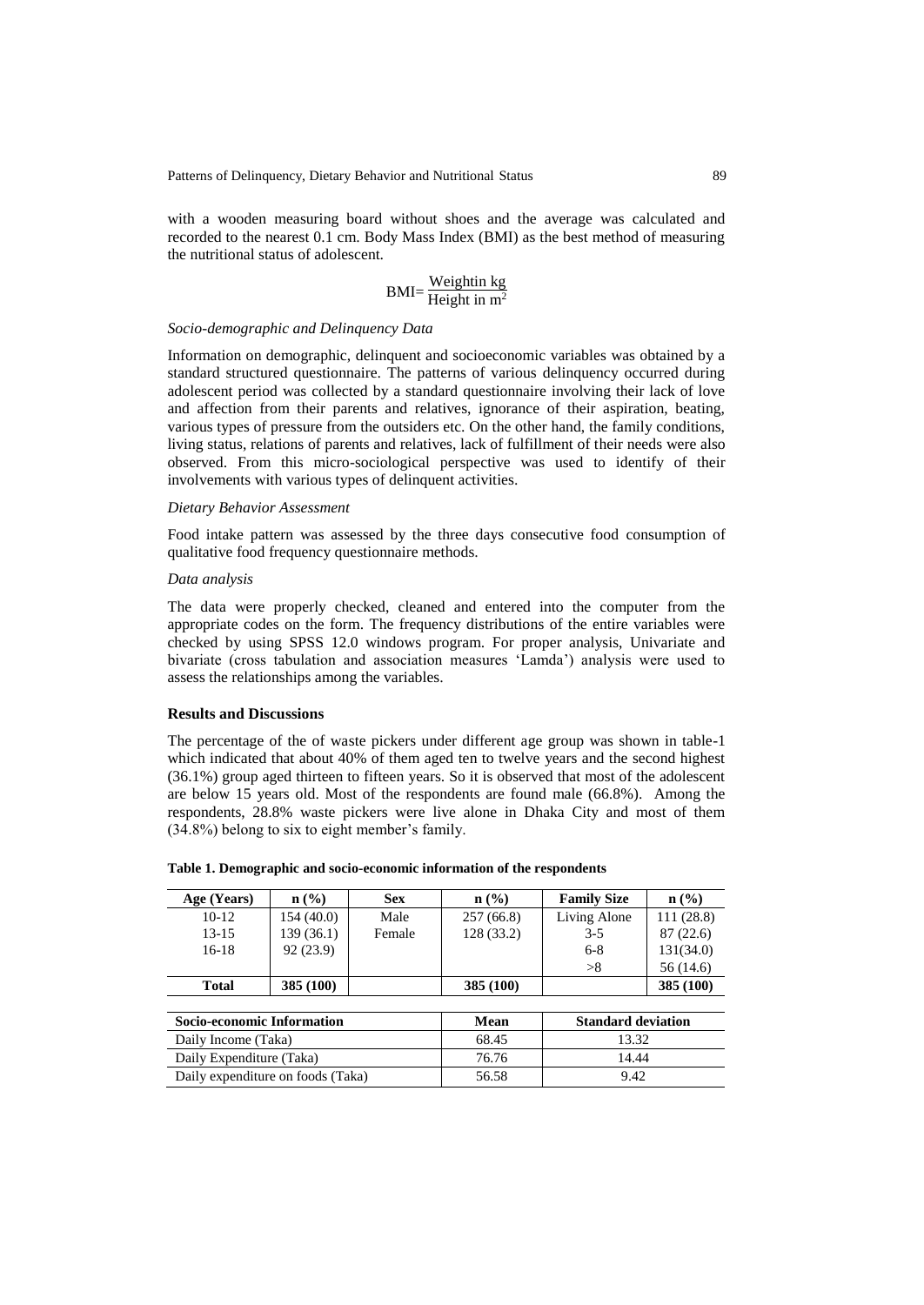with a wooden measuring board without shoes and the average was calculated and recorded to the nearest 0.1 cm. Body Mass Index (BMI) as the best method of measuring the nutritional status of adolescent.

$$\text{BMI} = \frac{\text{Weightin kg}}{\text{Height in m}^2}$$

*Socio-demographic and Delinquency Data*

Information on demographic, delinquent and socioeconomic variables was obtained by a standard structured questionnaire. The patterns of various delinquency occurred during adolescent period was collected by a standard questionnaire involving their lack of love and affection from their parents and relatives, ignorance of their aspiration, beating, various types of pressure from the outsiders etc. On the other hand, the family conditions, living status, relations of parents and relatives, lack of fulfillment of their needs were also observed. From this micro-sociological perspective was used to identify of their involvements with various types of delinquent activities.

*Dietary Behavior Assessment*

Food intake pattern was assessed by the three days consecutive food consumption of qualitative food frequency questionnaire methods.

*Data analysis*

The data were properly checked, cleaned and entered into the computer from the appropriate codes on the form. The frequency distributions of the entire variables were checked by using SPSS 12.0 windows program. For proper analysis, Univariate and bivariate (cross tabulation and association measures 'Lamda') analysis were used to assess the relationships among the variables.

**Results and Discussions**

The percentage of the of waste pickers under different age group was shown in table-1 which indicated that about 40% of them aged ten to twelve years and the second highest (36.1%) group aged thirteen to fifteen years. So it is observed that most of the adolescent are below 15 years old. Most of the respondents are found male (66.8%). Among the respondents, 28.8% waste pickers were live alone in Dhaka City and most of them (34.8%) belong to six to eight member's family.

**Table 1. Demographic and socio-economic information of the respondents**

| Age (Years) | n (%) | Sex | n (%) | Family Size | n (%) |
|---|---|---|---|---|---|
| 10-12 | 154 (40.0) | Male | 257 (66.8) | Living Alone | 111 (28.8) |
| 13-15 | 139 (36.1) | Female | 128 (33.2) | 3-5 | 87 (22.6) |
| 16-18 | 92 (23.9) | | | 6-8 | 131(34.0) |
| | | | | >8 | 56 (14.6) |
| **Total** | **385 (100)** | | **385 (100)** | | **385 (100)** |

| Socio-economic Information | Mean | Standard deviation |
|---|---|---|
| Daily Income (Taka) | 68.45 | 13.32 |
| Daily Expenditure (Taka) | 76.76 | 14.44 |
| Daily expenditure on foods (Taka) | 56.58 | 9.42 |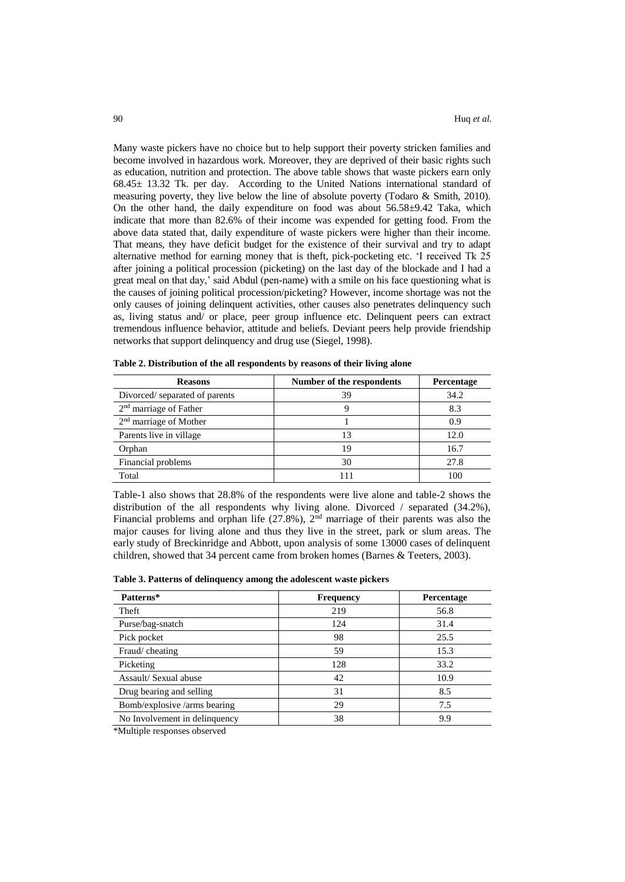Many waste pickers have no choice but to help support their poverty stricken families and become involved in hazardous work. Moreover, they are deprived of their basic rights such as education, nutrition and protection. The above table shows that waste pickers earn only 68.45± 13.32 Tk. per day. According to the United Nations international standard of measuring poverty, they live below the line of absolute poverty (Todaro & Smith, 2010). On the other hand, the daily expenditure on food was about 56.58±9.42 Taka, which indicate that more than 82.6% of their income was expended for getting food. From the above data stated that, daily expenditure of waste pickers were higher than their income. That means, they have deficit budget for the existence of their survival and try to adapt alternative method for earning money that is theft, pick-pocketing etc. 'I received Tk 25 after joining a political procession (picketing) on the last day of the blockade and I had a great meal on that day,' said Abdul (pen-name) with a smile on his face questioning what is the causes of joining political procession/picketing? However, income shortage was not the only causes of joining delinquent activities, other causes also penetrates delinquency such as, living status and/ or place, peer group influence etc. Delinquent peers can extract tremendous influence behavior, attitude and beliefs. Deviant peers help provide friendship networks that support delinquency and drug use (Siegel, 1998).

**Table 2. Distribution of the all respondents by reasons of their living alone**

| Reasons | Number of the respondents | Percentage |
|---|---|---|
| Divorced/ separated of parents | 39 | 34.2 |
| 2nd marriage of Father | 9 | 8.3 |
| 2nd marriage of Mother | 1 | 0.9 |
| Parents live in village | 13 | 12.0 |
| Orphan | 19 | 16.7 |
| Financial problems | 30 | 27.8 |
| Total | 111 | 100 |

Table-1 also shows that 28.8% of the respondents were live alone and table-2 shows the distribution of the all respondents why living alone. Divorced / separated (34.2%), Financial problems and orphan life (27.8%), 2nd marriage of their parents was also the major causes for living alone and thus they live in the street, park or slum areas. The early study of Breckinridge and Abbott, upon analysis of some 13000 cases of delinquent children, showed that 34 percent came from broken homes (Barnes & Teeters, 2003).

**Table 3. Patterns of delinquency among the adolescent waste pickers**

| Patterns* | Frequency | Percentage |
|---|---|---|
| Theft | 219 | 56.8 |
| Purse/bag-snatch | 124 | 31.4 |
| Pick pocket | 98 | 25.5 |
| Fraud/ cheating | 59 | 15.3 |
| Picketing | 128 | 33.2 |
| Assault/ Sexual abuse | 42 | 10.9 |
| Drug bearing and selling | 31 | 8.5 |
| Bomb/explosive /arms bearing | 29 | 7.5 |
| No Involvement in delinquency | 38 | 9.9 |

*Multiple responses observed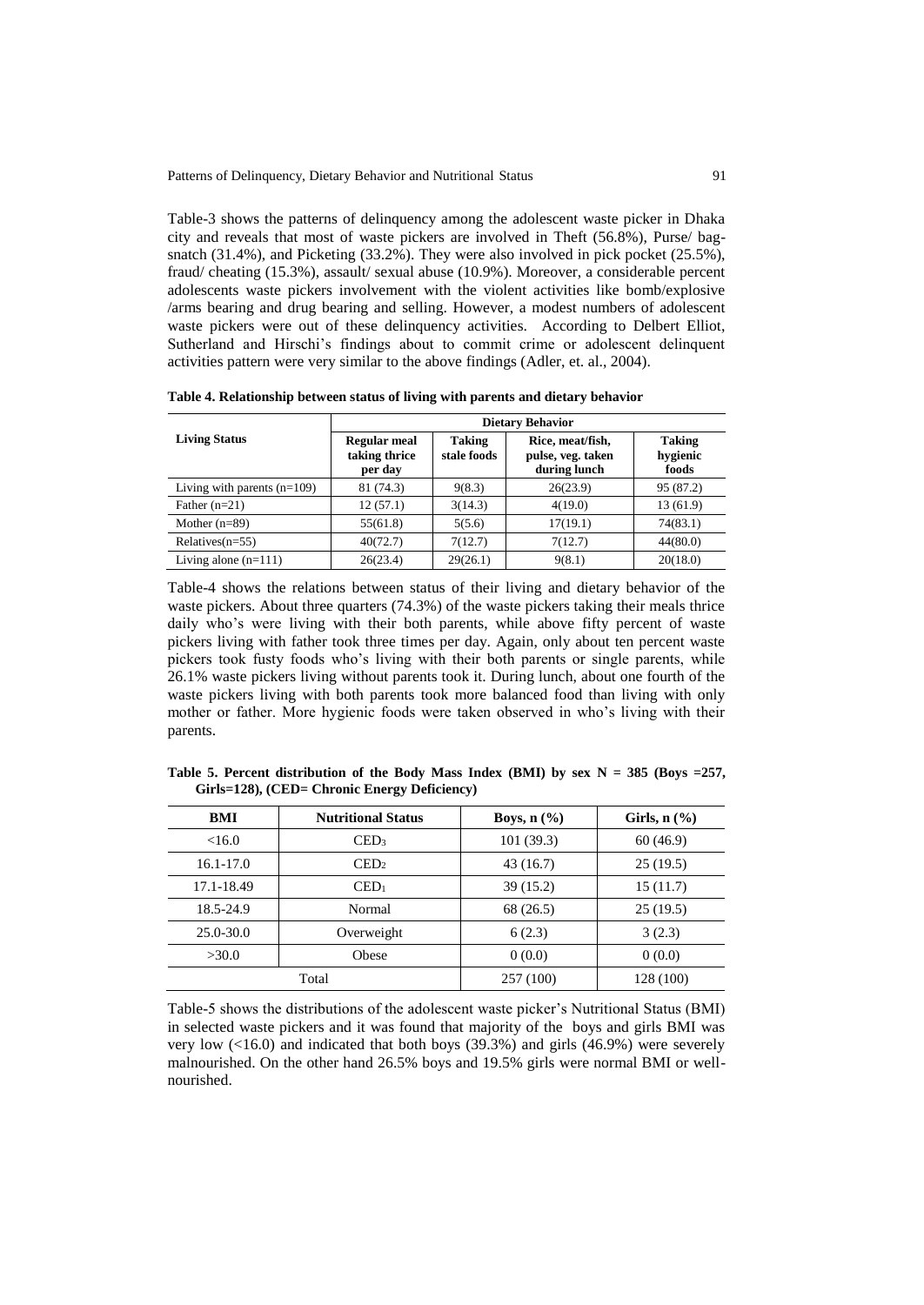Table-3 shows the patterns of delinquency among the adolescent waste picker in Dhaka city and reveals that most of waste pickers are involved in Theft (56.8%), Purse/ bag-snatch (31.4%), and Picketing (33.2%). They were also involved in pick pocket (25.5%), fraud/ cheating (15.3%), assault/ sexual abuse (10.9%). Moreover, a considerable percent adolescents waste pickers involvement with the violent activities like bomb/explosive /arms bearing and drug bearing and selling. However, a modest numbers of adolescent waste pickers were out of these delinquency activities. According to Delbert Elliot, Sutherland and Hirschi's findings about to commit crime or adolescent delinquent activities pattern were very similar to the above findings (Adler, et. al., 2004).

**Table 4. Relationship between status of living with parents and dietary behavior**

| Living Status | Dietary Behavior | | | |
|---|---|---|---|---|
| | Regular meal taking thrice per day | Taking stale foods | Rice, meat/fish, pulse, veg. taken during lunch | Taking hygienic foods |
| Living with parents (n=109) | 81 (74.3) | 9(8.3) | 26(23.9) | 95 (87.2) |
| Father (n=21) | 12 (57.1) | 3(14.3) | 4(19.0) | 13 (61.9) |
| Mother (n=89) | 55(61.8) | 5(5.6) | 17(19.1) | 74(83.1) |
| Relatives(n=55) | 40(72.7) | 7(12.7) | 7(12.7) | 44(80.0) |
| Living alone (n=111) | 26(23.4) | 29(26.1) | 9(8.1) | 20(18.0) |

Table-4 shows the relations between status of their living and dietary behavior of the waste pickers. About three quarters (74.3%) of the waste pickers taking their meals thrice daily who's were living with their both parents, while above fifty percent of waste pickers living with father took three times per day. Again, only about ten percent waste pickers took fusty foods who's living with their both parents or single parents, while 26.1% waste pickers living without parents took it. During lunch, about one fourth of the waste pickers living with both parents took more balanced food than living with only mother or father. More hygienic foods were taken observed in who's living with their parents.

**Table 5. Percent distribution of the Body Mass Index (BMI) by sex N = 385 (Boys =257, Girls=128), (CED= Chronic Energy Deficiency)**

| BMI | Nutritional Status | Boys, n (%) | Girls, n (%) |
|---|---|---|---|
| <16.0 | $CED_3$ | 101 (39.3) | 60 (46.9) |
| 16.1-17.0 | $CED_2$ | 43 (16.7) | 25 (19.5) |
| 17.1-18.49 | $CED_1$ | 39 (15.2) | 15 (11.7) |
| 18.5-24.9 | Normal | 68 (26.5) | 25 (19.5) |
| 25.0-30.0 | Overweight | 6 (2.3) | 3 (2.3) |
| >30.0 | Obese | 0 (0.0) | 0 (0.0) |
| Total | | 257 (100) | 128 (100) |

Table-5 shows the distributions of the adolescent waste picker's Nutritional Status (BMI) in selected waste pickers and it was found that majority of the boys and girls BMI was very low (<16.0) and indicated that both boys (39.3%) and girls (46.9%) were severely malnourished. On the other hand 26.5% boys and 19.5% girls were normal BMI or well-nourished.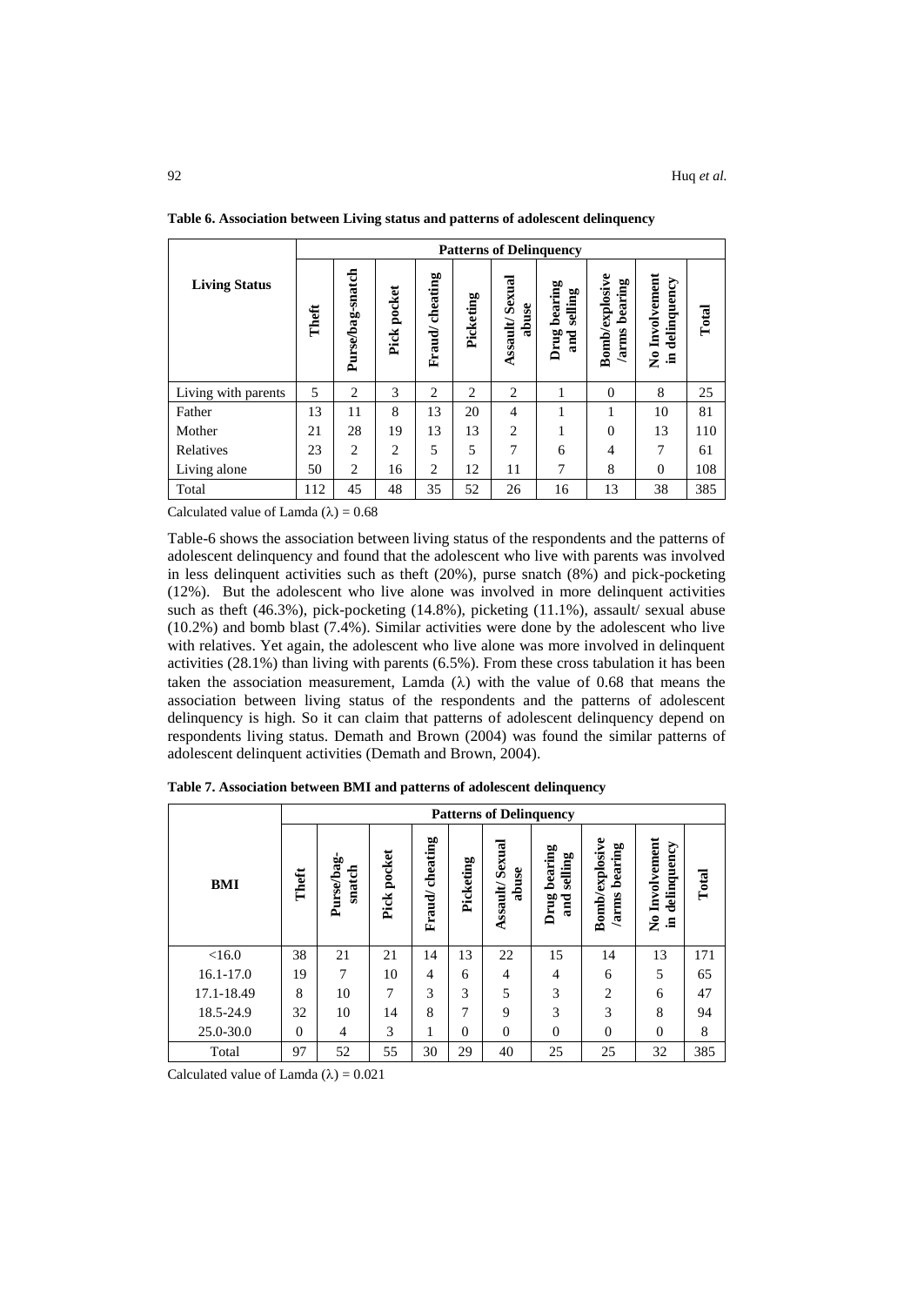**Table 6. Association between Living status and patterns of adolescent delinquency**

| Living Status | Patterns of Delinquency | | | | | | | | | |
|---|---|---|---|---|---|---|---|---|---|---|
| | Theft | Purse/bag-snatch | Pick pocket | Fraud/ cheating | Picketing | Assault/ Sexual abuse | Drug bearing and selling | Bomb/explosive /arms bearing | No Involvement in delinquency | Total |
| Living with parents | 5 | 2 | 3 | 2 | 2 | 2 | 1 | 0 | 8 | 25 |
| Father | 13 | 11 | 8 | 13 | 20 | 4 | 1 | 1 | 10 | 81 |
| Mother | 21 | 28 | 19 | 13 | 13 | 2 | 1 | 0 | 13 | 110 |
| Relatives | 23 | 2 | 2 | 5 | 5 | 7 | 6 | 4 | 7 | 61 |
| Living alone | 50 | 2 | 16 | 2 | 12 | 11 | 7 | 8 | 0 | 108 |
| Total | 112 | 45 | 48 | 35 | 52 | 26 | 16 | 13 | 38 | 385 |

Calculated value of Lamda ($\lambda$) = 0.68

Table-6 shows the association between living status of the respondents and the patterns of adolescent delinquency and found that the adolescent who live with parents was involved in less delinquent activities such as theft (20%), purse snatch (8%) and pick-pocketing (12%). But the adolescent who live alone was involved in more delinquent activities such as theft (46.3%), pick-pocketing (14.8%), picketing (11.1%), assault/ sexual abuse (10.2%) and bomb blast (7.4%). Similar activities were done by the adolescent who live with relatives. Yet again, the adolescent who live alone was more involved in delinquent activities (28.1%) than living with parents (6.5%). From these cross tabulation it has been taken the association measurement, Lamda ($\lambda$) with the value of 0.68 that means the association between living status of the respondents and the patterns of adolescent delinquency is high. So it can claim that patterns of adolescent delinquency depend on respondents living status. Demath and Brown (2004) was found the similar patterns of adolescent delinquent activities (Demath and Brown, 2004).

**Table 7. Association between BMI and patterns of adolescent delinquency**

| BMI | Patterns of Delinquency | | | | | | | | | |
|---|---|---|---|---|---|---|---|---|---|---|
| | Theft | Purse/bag-snatch | Pick pocket | Fraud/ cheating | Picketing | Assault/ Sexual abuse | Drug bearing and selling | Bomb/explosive /arms bearing | No Involvement in delinquency | Total |
| <16.0 | 38 | 21 | 21 | 14 | 13 | 22 | 15 | 14 | 13 | 171 |
| 16.1-17.0 | 19 | 7 | 10 | 4 | 6 | 4 | 4 | 6 | 5 | 65 |
| 17.1-18.49 | 8 | 10 | 7 | 3 | 3 | 5 | 3 | 2 | 6 | 47 |
| 18.5-24.9 | 32 | 10 | 14 | 8 | 7 | 9 | 3 | 3 | 8 | 94 |
| 25.0-30.0 | 0 | 4 | 3 | 1 | 0 | 0 | 0 | 0 | 0 | 8 |
| Total | 97 | 52 | 55 | 30 | 29 | 40 | 25 | 25 | 32 | 385 |

Calculated value of Lamda ($\lambda$) = 0.021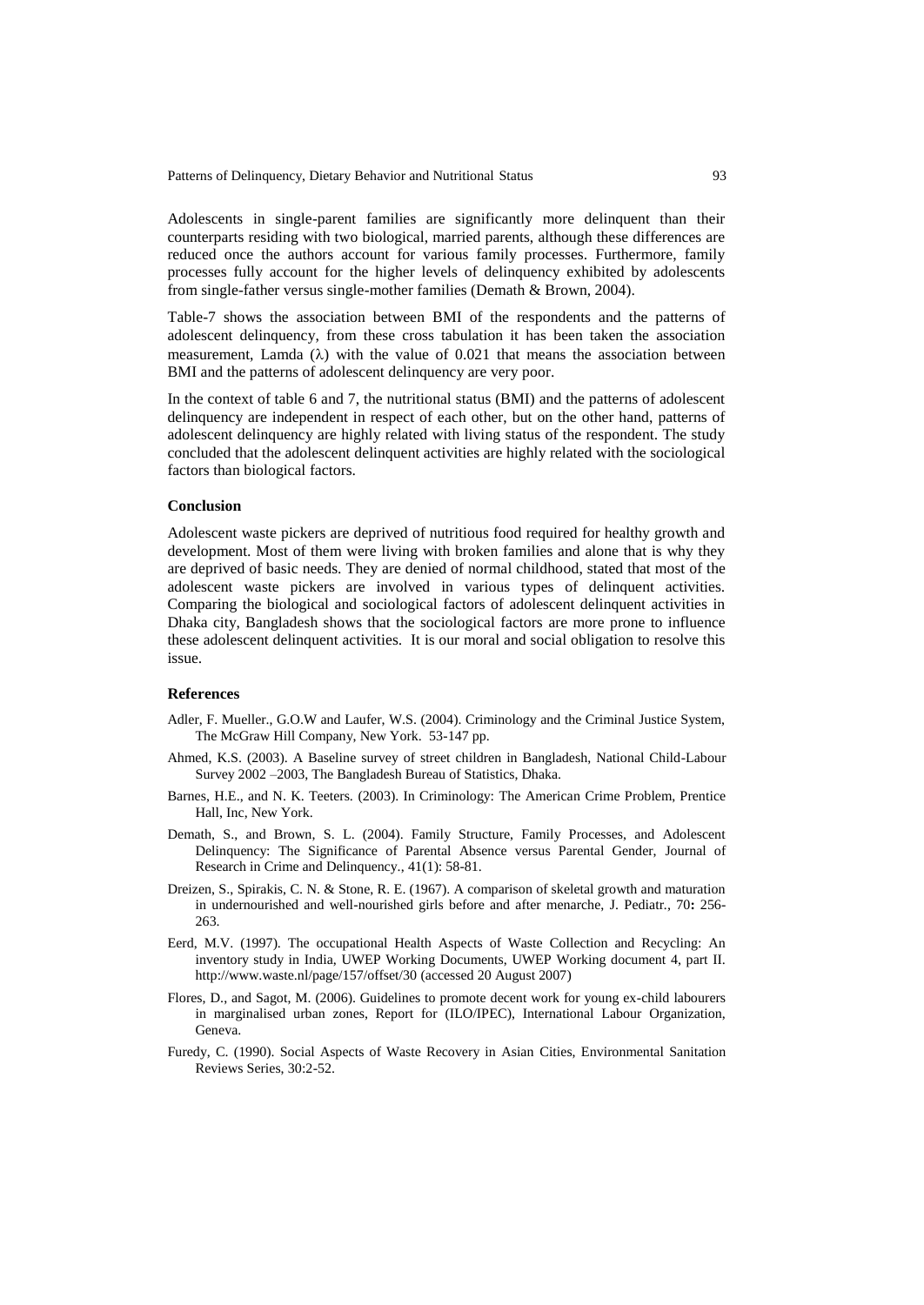Adolescents in single-parent families are significantly more delinquent than their counterparts residing with two biological, married parents, although these differences are reduced once the authors account for various family processes. Furthermore, family processes fully account for the higher levels of delinquency exhibited by adolescents from single-father versus single-mother families (Demath & Brown, 2004).

Table-7 shows the association between BMI of the respondents and the patterns of adolescent delinquency, from these cross tabulation it has been taken the association measurement, Lamda ($\lambda$) with the value of 0.021 that means the association between BMI and the patterns of adolescent delinquency are very poor.

In the context of table 6 and 7, the nutritional status (BMI) and the patterns of adolescent delinquency are independent in respect of each other, but on the other hand, patterns of adolescent delinquency are highly related with living status of the respondent. The study concluded that the adolescent delinquent activities are highly related with the sociological factors than biological factors.

### Conclusion

Adolescent waste pickers are deprived of nutritious food required for healthy growth and development. Most of them were living with broken families and alone that is why they are deprived of basic needs. They are denied of normal childhood, stated that most of the adolescent waste pickers are involved in various types of delinquent activities. Comparing the biological and sociological factors of adolescent delinquent activities in Dhaka city, Bangladesh shows that the sociological factors are more prone to influence these adolescent delinquent activities. It is our moral and social obligation to resolve this issue.

### References

Adler, F. Mueller., G.O.W and Laufer, W.S. (2004). Criminology and the Criminal Justice System, The McGraw Hill Company, New York. 53-147 pp.

Ahmed, K.S. (2003). A Baseline survey of street children in Bangladesh, National Child-Labour Survey 2002 –2003, The Bangladesh Bureau of Statistics, Dhaka.

Barnes, H.E., and N. K. Teeters. (2003). In Criminology: The American Crime Problem, Prentice Hall, Inc, New York.

Demath, S., and Brown, S. L. (2004). Family Structure, Family Processes, and Adolescent Delinquency: The Significance of Parental Absence versus Parental Gender, Journal of Research in Crime and Delinquency., 41(1): 58-81.

Dreizen, S., Spirakis, C. N. & Stone, R. E. (1967). A comparison of skeletal growth and maturation in undernourished and well-nourished girls before and after menarche, J. Pediatr., 70**:** 256-263.

Eerd, M.V. (1997). The occupational Health Aspects of Waste Collection and Recycling: An inventory study in India, UWEP Working Documents, UWEP Working document 4, part II. http://www.waste.nl/page/157/offset/30 (accessed 20 August 2007)

Flores, D., and Sagot, M. (2006). Guidelines to promote decent work for young ex-child labourers in marginalised urban zones, Report for (ILO/IPEC), International Labour Organization, Geneva.

Furedy, C. (1990). Social Aspects of Waste Recovery in Asian Cities, Environmental Sanitation Reviews Series, 30:2-52.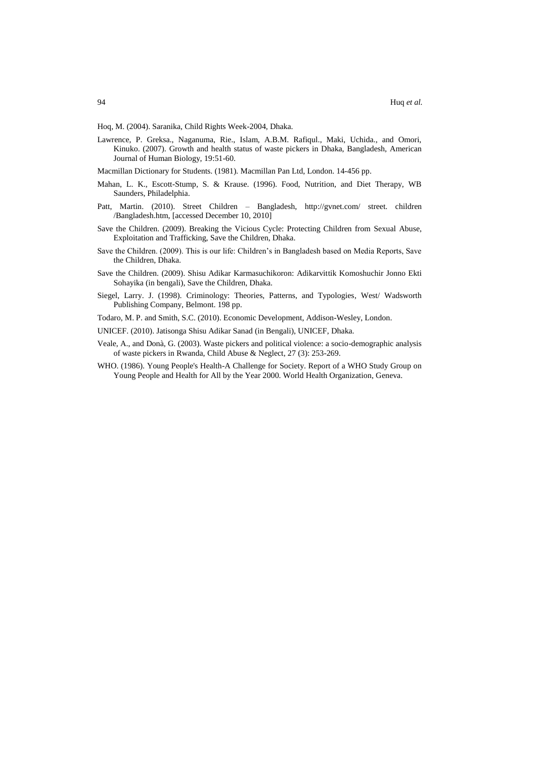Hoq, M. (2004). Saranika, Child Rights Week-2004, Dhaka.

Lawrence, P. Greksa., Naganuma, Rie., Islam, A.B.M. Rafiqul., Maki, Uchida., and Omori, Kinuko. (2007). Growth and health status of waste pickers in Dhaka, Bangladesh, American Journal of Human Biology, 19:51-60.

Macmillan Dictionary for Students. (1981). Macmillan Pan Ltd, London. 14-456 pp.

Mahan, L. K., Escott-Stump, S. & Krause. (1996). Food, Nutrition, and Diet Therapy, WB Saunders, Philadelphia.

Patt, Martin. (2010). Street Children – Bangladesh, http://gvnet.com/ street. children /Bangladesh.htm, [accessed December 10, 2010]

Save the Children. (2009). Breaking the Vicious Cycle: Protecting Children from Sexual Abuse, Exploitation and Trafficking, Save the Children, Dhaka.

Save the Children. (2009). This is our life: Children's in Bangladesh based on Media Reports, Save the Children, Dhaka.

Save the Children. (2009). Shisu Adikar Karmasuchikoron: Adikarvittik Komoshuchir Jonno Ekti Sohayika (in bengali), Save the Children, Dhaka.

Siegel, Larry. J. (1998). Criminology: Theories, Patterns, and Typologies, West/ Wadsworth Publishing Company, Belmont. 198 pp.

Todaro, M. P. and Smith, S.C. (2010). Economic Development, Addison-Wesley, London.

UNICEF. (2010). Jatisonga Shisu Adikar Sanad (in Bengali), UNICEF, Dhaka.

Veale, A., and Donà, G. (2003). Waste pickers and political violence: a socio-demographic analysis of waste pickers in Rwanda, Child Abuse & Neglect, 27 (3): 253-269.

WHO. (1986). Young People's Health-A Challenge for Society. Report of a WHO Study Group on Young People and Health for All by the Year 2000. World Health Organization, Geneva.